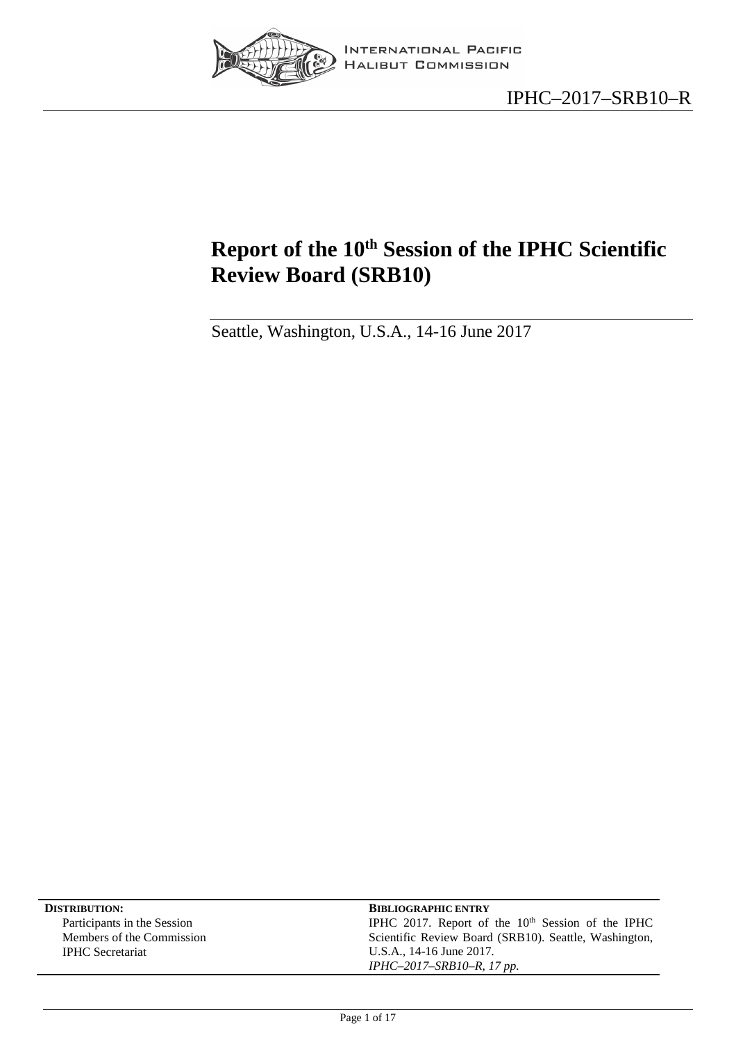INTERNATIONAL PACIFIC HALIBUT COMMISSION

IPHC–2017–SRB10–R

# Report of the 10th Session of the IPHC Scientific Review Board (SRB10)

Seattle, Washington, U.S.A., 14-16 June 2017

| **DISTRIBUTION:** | **BIBLIOGRAPHIC ENTRY** |
| --- | --- |
| Participants in the Session | IPHC 2017. Report of the 10th Session of the IPHC Scientific Review Board (SRB10). Seattle, Washington, U.S.A., 14-16 June 2017. |
| Members of the Commission | *IPHC–2017–SRB10–R, 17 pp.* |
| IPHC Secretariat | |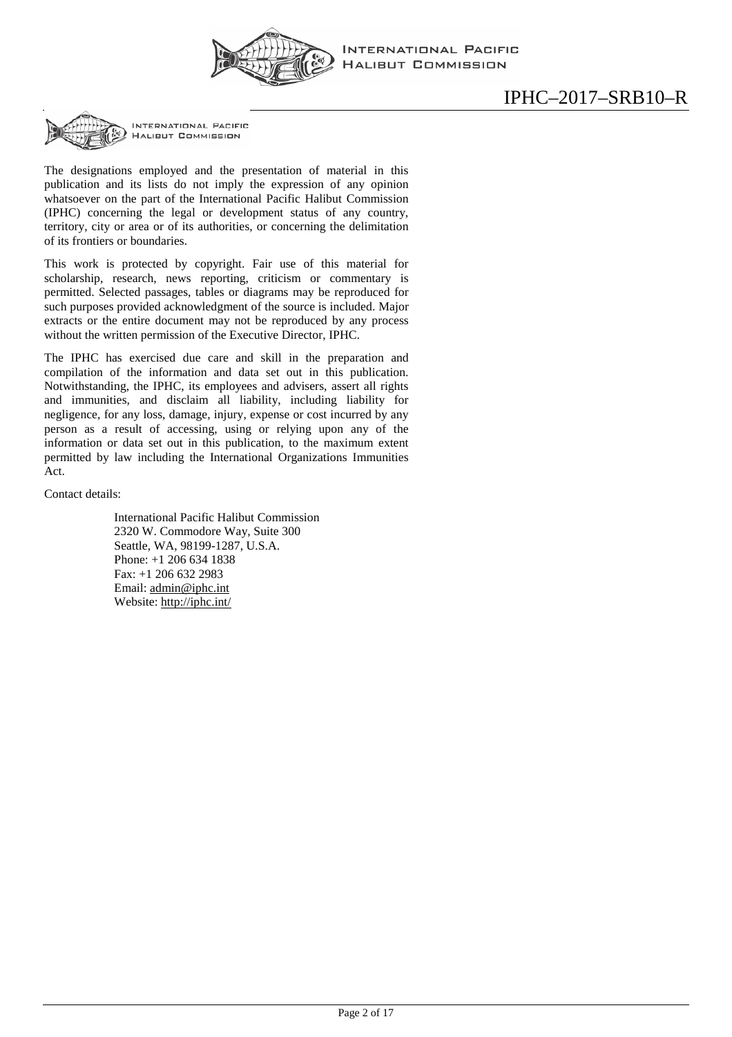The designations employed and the presentation of material in this publication and its lists do not imply the expression of any opinion whatsoever on the part of the International Pacific Halibut Commission (IPHC) concerning the legal or development status of any country, territory, city or area or of its authorities, or concerning the delimitation of its frontiers or boundaries.

This work is protected by copyright. Fair use of this material for scholarship, research, news reporting, criticism or commentary is permitted. Selected passages, tables or diagrams may be reproduced for such purposes provided acknowledgment of the source is included. Major extracts or the entire document may not be reproduced by any process without the written permission of the Executive Director, IPHC.

The IPHC has exercised due care and skill in the preparation and compilation of the information and data set out in this publication. Notwithstanding, the IPHC, its employees and advisers, assert all rights and immunities, and disclaim all liability, including liability for negligence, for any loss, damage, injury, expense or cost incurred by any person as a result of accessing, using or relying upon any of the information or data set out in this publication, to the maximum extent permitted by law including the International Organizations Immunities Act.

Contact details:

International Pacific Halibut Commission
2320 W. Commodore Way, Suite 300
Seattle, WA, 98199-1287, U.S.A.
Phone: +1 206 634 1838
Fax: +1 206 632 2983
Email: admin@iphc.int
Website: http://iphc.int/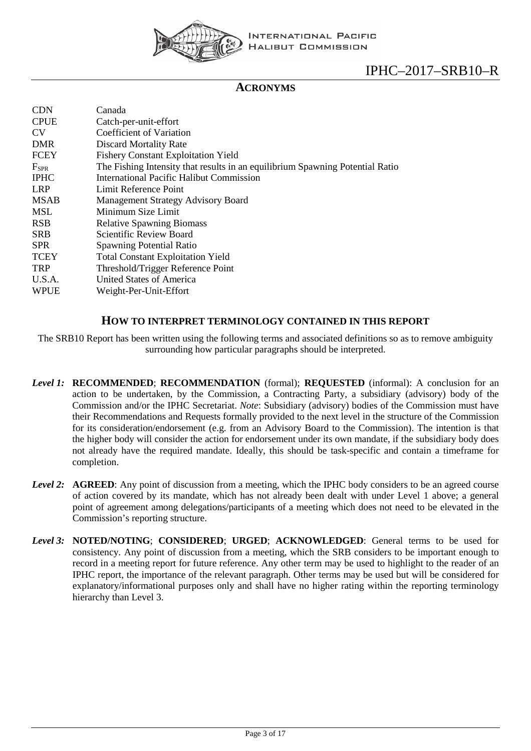## ACRONYMS

| | |
|---|---|
| CDN | Canada |
| CPUE | Catch-per-unit-effort |
| CV | Coefficient of Variation |
| DMR | Discard Mortality Rate |
| FCEY | Fishery Constant Exploitation Yield |
| $F_{SPR}$ | The Fishing Intensity that results in an equilibrium Spawning Potential Ratio |
| IPHC | International Pacific Halibut Commission |
| LRP | Limit Reference Point |
| MSAB | Management Strategy Advisory Board |
| MSL | Minimum Size Limit |
| RSB | Relative Spawning Biomass |
| SRB | Scientific Review Board |
| SPR | Spawning Potential Ratio |
| TCEY | Total Constant Exploitation Yield |
| TRP | Threshold/Trigger Reference Point |
| U.S.A. | United States of America |
| WPUE | Weight-Per-Unit-Effort |

## HOW TO INTERPRET TERMINOLOGY CONTAINED IN THIS REPORT

The SRB10 Report has been written using the following terms and associated definitions so as to remove ambiguity surrounding how particular paragraphs should be interpreted.

***Level 1:*** **RECOMMENDED**; **RECOMMENDATION** (formal); **REQUESTED** (informal): A conclusion for an action to be undertaken, by the Commission, a Contracting Party, a subsidiary (advisory) body of the Commission and/or the IPHC Secretariat. *Note*: Subsidiary (advisory) bodies of the Commission must have their Recommendations and Requests formally provided to the next level in the structure of the Commission for its consideration/endorsement (e.g. from an Advisory Board to the Commission). The intention is that the higher body will consider the action for endorsement under its own mandate, if the subsidiary body does not already have the required mandate. Ideally, this should be task-specific and contain a timeframe for completion.

***Level 2:*** **AGREED**: Any point of discussion from a meeting, which the IPHC body considers to be an agreed course of action covered by its mandate, which has not already been dealt with under Level 1 above; a general point of agreement among delegations/participants of a meeting which does not need to be elevated in the Commission's reporting structure.

***Level 3:*** **NOTED/NOTING**; **CONSIDERED**; **URGED**; **ACKNOWLEDGED**: General terms to be used for consistency. Any point of discussion from a meeting, which the SRB considers to be important enough to record in a meeting report for future reference. Any other term may be used to highlight to the reader of an IPHC report, the importance of the relevant paragraph. Other terms may be used but will be considered for explanatory/informational purposes only and shall have no higher rating within the reporting terminology hierarchy than Level 3.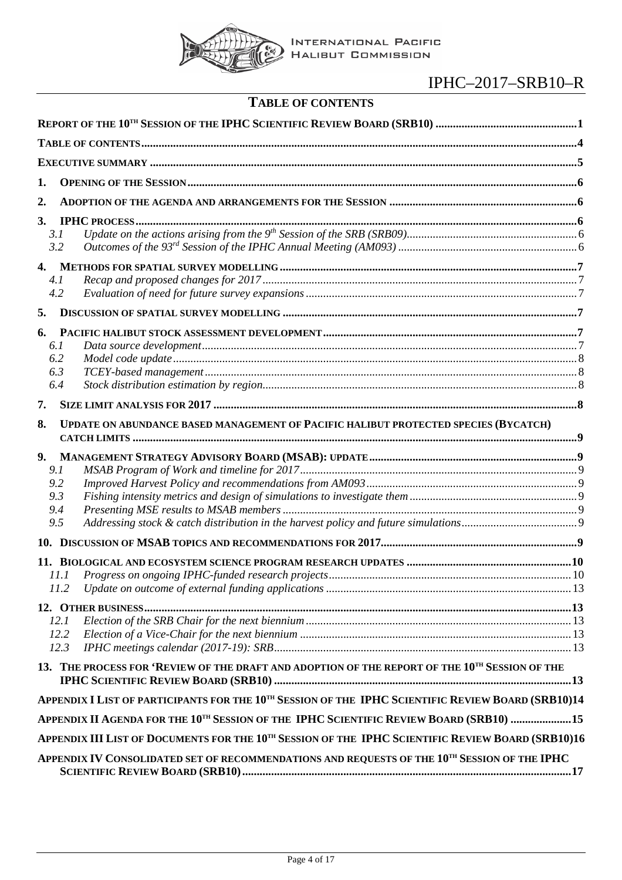## TABLE OF CONTENTS

**REPORT OF THE 10TH SESSION OF THE IPHC SCIENTIFIC REVIEW BOARD (SRB10)** ..... 1

**TABLE OF CONTENTS** ..... 4

**EXECUTIVE SUMMARY** ..... 5

**1. OPENING OF THE SESSION** ..... 6

**2. ADOPTION OF THE AGENDA AND ARRANGEMENTS FOR THE SESSION** ..... 6

**3. IPHC PROCESS** ..... 6
- 3.1 *Update on the actions arising from the 9th Session of the SRB (SRB09)* ..... 6
- 3.2 *Outcomes of the 93rd Session of the IPHC Annual Meeting (AM093)* ..... 6

**4. METHODS FOR SPATIAL SURVEY MODELLING** ..... 7
- 4.1 *Recap and proposed changes for 2017* ..... 7
- 4.2 *Evaluation of need for future survey expansions* ..... 7

**5. DISCUSSION OF SPATIAL SURVEY MODELLING** ..... 7

**6. PACIFIC HALIBUT STOCK ASSESSMENT DEVELOPMENT** ..... 7
- 6.1 *Data source development* ..... 7
- 6.2 *Model code update* ..... 8
- 6.3 *TCEY-based management* ..... 8
- 6.4 *Stock distribution estimation by region* ..... 8

**7. SIZE LIMIT ANALYSIS FOR 2017** ..... 8

**8. UPDATE ON ABUNDANCE BASED MANAGEMENT OF PACIFIC HALIBUT PROTECTED SPECIES (BYCATCH) CATCH LIMITS** ..... 9

**9. MANAGEMENT STRATEGY ADVISORY BOARD (MSAB): UPDATE** ..... 9
- 9.1 *MSAB Program of Work and timeline for 2017* ..... 9
- 9.2 *Improved Harvest Policy and recommendations from AM093* ..... 9
- 9.3 *Fishing intensity metrics and design of simulations to investigate them* ..... 9
- 9.4 *Presenting MSE results to MSAB members* ..... 9
- 9.5 *Addressing stock & catch distribution in the harvest policy and future simulations* ..... 9

**10. DISCUSSION OF MSAB TOPICS AND RECOMMENDATIONS FOR 2017** ..... 9

**11. BIOLOGICAL AND ECOSYSTEM SCIENCE PROGRAM RESEARCH UPDATES** ..... 10
- 11.1 *Progress on ongoing IPHC-funded research projects* ..... 10
- 11.2 *Update on outcome of external funding applications* ..... 13

**12. OTHER BUSINESS** ..... 13
- 12.1 *Election of the SRB Chair for the next biennium* ..... 13
- 12.2 *Election of a Vice-Chair for the next biennium* ..... 13
- 12.3 *IPHC meetings calendar (2017-19): SRB* ..... 13

**13. THE PROCESS FOR 'REVIEW OF THE DRAFT AND ADOPTION OF THE REPORT OF THE 10TH SESSION OF THE IPHC SCIENTIFIC REVIEW BOARD (SRB10)** ..... 13

**APPENDIX I LIST OF PARTICIPANTS FOR THE 10TH SESSION OF THE IPHC SCIENTIFIC REVIEW BOARD (SRB10)** ..... 14

**APPENDIX II AGENDA FOR THE 10TH SESSION OF THE IPHC SCIENTIFIC REVIEW BOARD (SRB10)** ..... 15

**APPENDIX III LIST OF DOCUMENTS FOR THE 10TH SESSION OF THE IPHC SCIENTIFIC REVIEW BOARD (SRB10)** ..... 16

**APPENDIX IV CONSOLIDATED SET OF RECOMMENDATIONS AND REQUESTS OF THE 10TH SESSION OF THE IPHC SCIENTIFIC REVIEW BOARD (SRB10)** ..... 17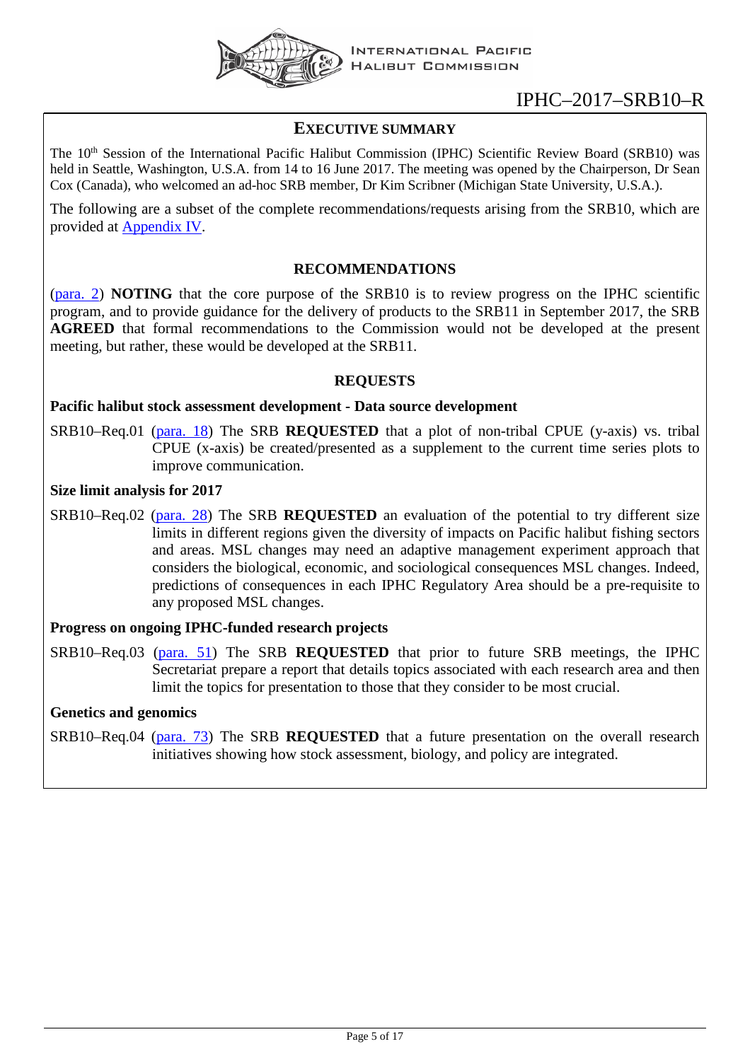IPHC–2017–SRB10–R

## EXECUTIVE SUMMARY

The 10th Session of the International Pacific Halibut Commission (IPHC) Scientific Review Board (SRB10) was held in Seattle, Washington, U.S.A. from 14 to 16 June 2017. The meeting was opened by the Chairperson, Dr Sean Cox (Canada), who welcomed an ad-hoc SRB member, Dr Kim Scribner (Michigan State University, U.S.A.).

The following are a subset of the complete recommendations/requests arising from the SRB10, which are provided at Appendix IV.

### RECOMMENDATIONS

(para. 2) **NOTING** that the core purpose of the SRB10 is to review progress on the IPHC scientific program, and to provide guidance for the delivery of products to the SRB11 in September 2017, the SRB **AGREED** that formal recommendations to the Commission would not be developed at the present meeting, but rather, these would be developed at the SRB11.

### REQUESTS

**Pacific halibut stock assessment development - Data source development**

SRB10–Req.01 (para. 18) The SRB **REQUESTED** that a plot of non-tribal CPUE (y-axis) vs. tribal CPUE (x-axis) be created/presented as a supplement to the current time series plots to improve communication.

**Size limit analysis for 2017**

SRB10–Req.02 (para. 28) The SRB **REQUESTED** an evaluation of the potential to try different size limits in different regions given the diversity of impacts on Pacific halibut fishing sectors and areas. MSL changes may need an adaptive management experiment approach that considers the biological, economic, and sociological consequences MSL changes. Indeed, predictions of consequences in each IPHC Regulatory Area should be a pre-requisite to any proposed MSL changes.

**Progress on ongoing IPHC-funded research projects**

SRB10–Req.03 (para. 51) The SRB **REQUESTED** that prior to future SRB meetings, the IPHC Secretariat prepare a report that details topics associated with each research area and then limit the topics for presentation to those that they consider to be most crucial.

**Genetics and genomics**

SRB10–Req.04 (para. 73) The SRB **REQUESTED** that a future presentation on the overall research initiatives showing how stock assessment, biology, and policy are integrated.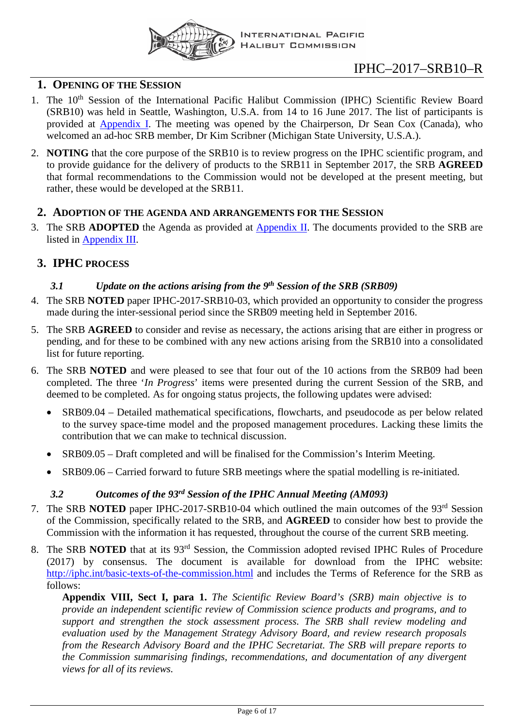## 1. Opening of the Session

1. The 10th Session of the International Pacific Halibut Commission (IPHC) Scientific Review Board (SRB10) was held in Seattle, Washington, U.S.A. from 14 to 16 June 2017. The list of participants is provided at Appendix I. The meeting was opened by the Chairperson, Dr Sean Cox (Canada), who welcomed an ad-hoc SRB member, Dr Kim Scribner (Michigan State University, U.S.A.).

2. **NOTING** that the core purpose of the SRB10 is to review progress on the IPHC scientific program, and to provide guidance for the delivery of products to the SRB11 in September 2017, the SRB **AGREED** that formal recommendations to the Commission would not be developed at the present meeting, but rather, these would be developed at the SRB11.

## 2. Adoption of the Agenda and Arrangements for the Session

3. The SRB **ADOPTED** the Agenda as provided at Appendix II. The documents provided to the SRB are listed in Appendix III.

## 3. IPHC process

### *3.1 Update on the actions arising from the 9th Session of the SRB (SRB09)*

4. The SRB **NOTED** paper IPHC-2017-SRB10-03, which provided an opportunity to consider the progress made during the inter-sessional period since the SRB09 meeting held in September 2016.

5. The SRB **AGREED** to consider and revise as necessary, the actions arising that are either in progress or pending, and for these to be combined with any new actions arising from the SRB10 into a consolidated list for future reporting.

6. The SRB **NOTED** and were pleased to see that four out of the 10 actions from the SRB09 had been completed. The three '*In Progress*' items were presented during the current Session of the SRB, and deemed to be completed. As for ongoing status projects, the following updates were advised:
   - SRB09.04 – Detailed mathematical specifications, flowcharts, and pseudocode as per below related to the survey space-time model and the proposed management procedures. Lacking these limits the contribution that we can make to technical discussion.
   - SRB09.05 – Draft completed and will be finalised for the Commission's Interim Meeting.
   - SRB09.06 – Carried forward to future SRB meetings where the spatial modelling is re-initiated.

### *3.2 Outcomes of the 93rd Session of the IPHC Annual Meeting (AM093)*

7. The SRB **NOTED** paper IPHC-2017-SRB10-04 which outlined the main outcomes of the 93rd Session of the Commission, specifically related to the SRB, and **AGREED** to consider how best to provide the Commission with the information it has requested, throughout the course of the current SRB meeting.

8. The SRB **NOTED** that at its 93rd Session, the Commission adopted revised IPHC Rules of Procedure (2017) by consensus. The document is available for download from the IPHC website: http://iphc.int/basic-texts-of-the-commission.html and includes the Terms of Reference for the SRB as follows:

   **Appendix VIII, Sect I, para 1.** *The Scientific Review Board's (SRB) main objective is to provide an independent scientific review of Commission science products and programs, and to support and strengthen the stock assessment process. The SRB shall review modeling and evaluation used by the Management Strategy Advisory Board, and review research proposals from the Research Advisory Board and the IPHC Secretariat. The SRB will prepare reports to the Commission summarising findings, recommendations, and documentation of any divergent views for all of its reviews.*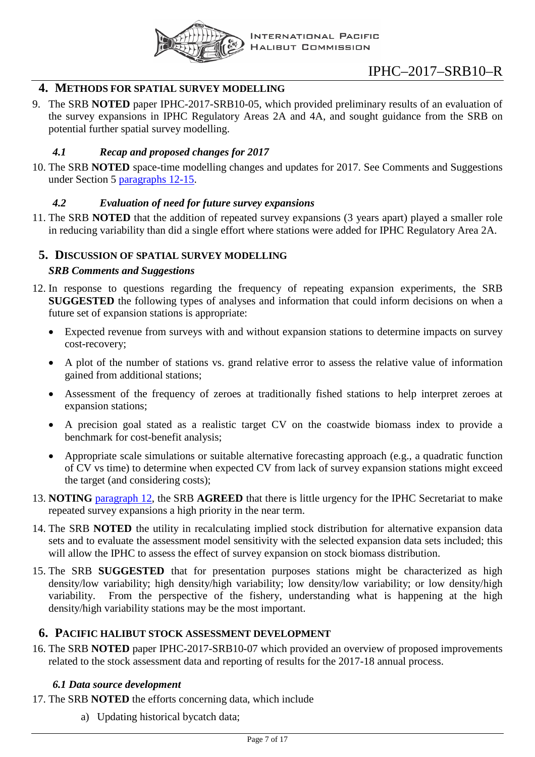## 4. Methods for spatial survey modelling

9. The SRB **NOTED** paper IPHC-2017-SRB10-05, which provided preliminary results of an evaluation of the survey expansions in IPHC Regulatory Areas 2A and 4A, and sought guidance from the SRB on potential further spatial survey modelling.

### *4.1 Recap and proposed changes for 2017*

10. The SRB **NOTED** space-time modelling changes and updates for 2017. See Comments and Suggestions under Section 5 paragraphs 12-15.

### *4.2 Evaluation of need for future survey expansions*

11. The SRB **NOTED** that the addition of repeated survey expansions (3 years apart) played a smaller role in reducing variability than did a single effort where stations were added for IPHC Regulatory Area 2A.

## 5. Discussion of spatial survey modelling

### *SRB Comments and Suggestions*

12. In response to questions regarding the frequency of repeating expansion experiments, the SRB **SUGGESTED** the following types of analyses and information that could inform decisions on when a future set of expansion stations is appropriate:
    - Expected revenue from surveys with and without expansion stations to determine impacts on survey cost-recovery;
    - A plot of the number of stations vs. grand relative error to assess the relative value of information gained from additional stations;
    - Assessment of the frequency of zeroes at traditionally fished stations to help interpret zeroes at expansion stations;
    - A precision goal stated as a realistic target CV on the coastwide biomass index to provide a benchmark for cost-benefit analysis;
    - Appropriate scale simulations or suitable alternative forecasting approach (e.g., a quadratic function of CV vs time) to determine when expected CV from lack of survey expansion stations might exceed the target (and considering costs);

13. **NOTING** paragraph 12, the SRB **AGREED** that there is little urgency for the IPHC Secretariat to make repeated survey expansions a high priority in the near term.

14. The SRB **NOTED** the utility in recalculating implied stock distribution for alternative expansion data sets and to evaluate the assessment model sensitivity with the selected expansion data sets included; this will allow the IPHC to assess the effect of survey expansion on stock biomass distribution.

15. The SRB **SUGGESTED** that for presentation purposes stations might be characterized as high density/low variability; high density/high variability; low density/low variability; or low density/high variability. From the perspective of the fishery, understanding what is happening at the high density/high variability stations may be the most important.

## 6. Pacific halibut stock assessment development

16. The SRB **NOTED** paper IPHC-2017-SRB10-07 which provided an overview of proposed improvements related to the stock assessment data and reporting of results for the 2017-18 annual process.

### *6.1 Data source development*

17. The SRB **NOTED** the efforts concerning data, which include
    a) Updating historical bycatch data;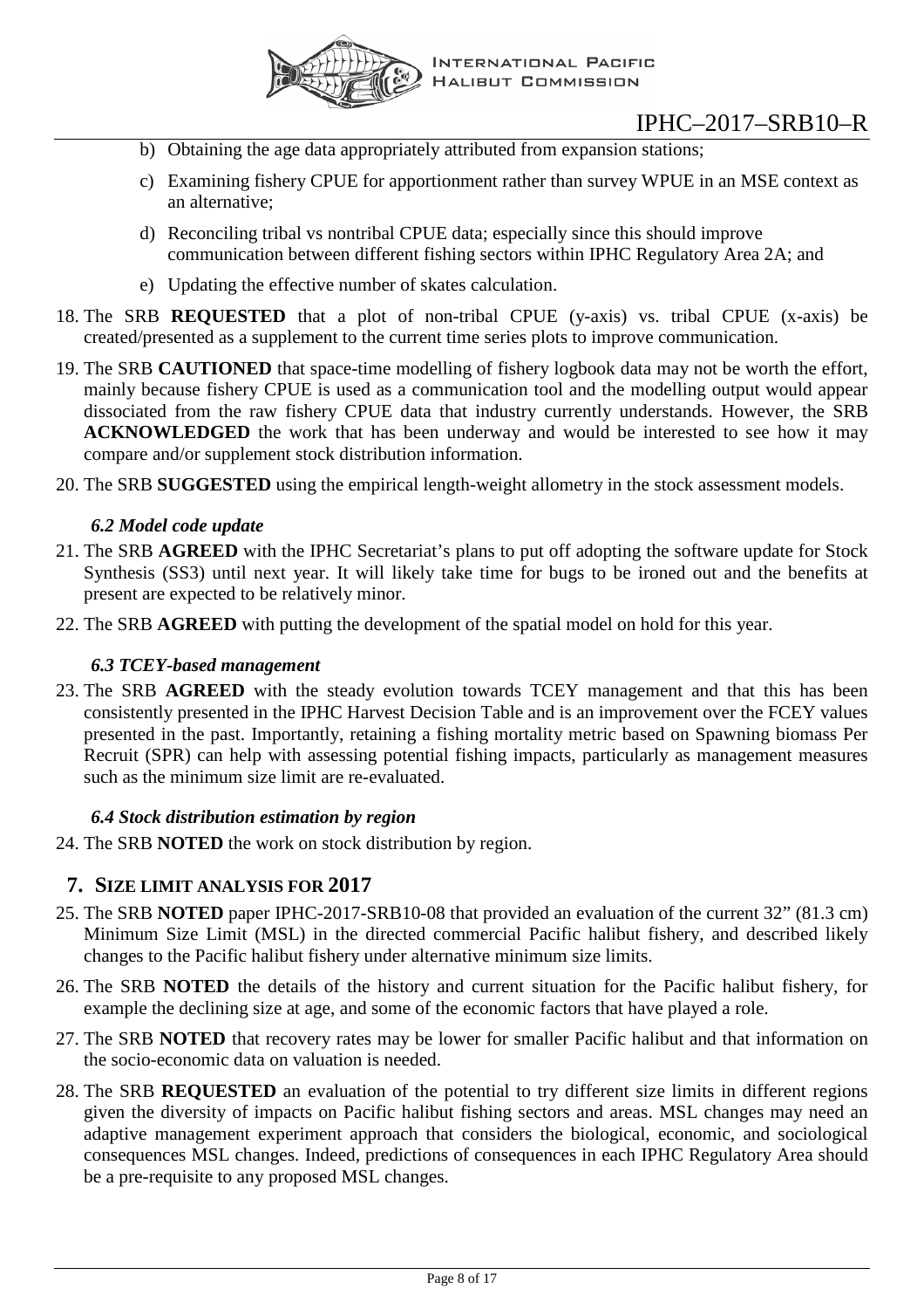b) Obtaining the age data appropriately attributed from expansion stations;

c) Examining fishery CPUE for apportionment rather than survey WPUE in an MSE context as an alternative;

d) Reconciling tribal vs nontribal CPUE data; especially since this should improve communication between different fishing sectors within IPHC Regulatory Area 2A; and

e) Updating the effective number of skates calculation.

18. The SRB **REQUESTED** that a plot of non-tribal CPUE (y-axis) vs. tribal CPUE (x-axis) be created/presented as a supplement to the current time series plots to improve communication.

19. The SRB **CAUTIONED** that space-time modelling of fishery logbook data may not be worth the effort, mainly because fishery CPUE is used as a communication tool and the modelling output would appear dissociated from the raw fishery CPUE data that industry currently understands. However, the SRB **ACKNOWLEDGED** the work that has been underway and would be interested to see how it may compare and/or supplement stock distribution information.

20. The SRB **SUGGESTED** using the empirical length-weight allometry in the stock assessment models.

### *6.2 Model code update*

21. The SRB **AGREED** with the IPHC Secretariat's plans to put off adopting the software update for Stock Synthesis (SS3) until next year. It will likely take time for bugs to be ironed out and the benefits at present are expected to be relatively minor.

22. The SRB **AGREED** with putting the development of the spatial model on hold for this year.

### *6.3 TCEY-based management*

23. The SRB **AGREED** with the steady evolution towards TCEY management and that this has been consistently presented in the IPHC Harvest Decision Table and is an improvement over the FCEY values presented in the past. Importantly, retaining a fishing mortality metric based on Spawning biomass Per Recruit (SPR) can help with assessing potential fishing impacts, particularly as management measures such as the minimum size limit are re-evaluated.

### *6.4 Stock distribution estimation by region*

24. The SRB **NOTED** the work on stock distribution by region.

## 7. Size limit analysis for 2017

25. The SRB **NOTED** paper IPHC-2017-SRB10-08 that provided an evaluation of the current 32" (81.3 cm) Minimum Size Limit (MSL) in the directed commercial Pacific halibut fishery, and described likely changes to the Pacific halibut fishery under alternative minimum size limits.

26. The SRB **NOTED** the details of the history and current situation for the Pacific halibut fishery, for example the declining size at age, and some of the economic factors that have played a role.

27. The SRB **NOTED** that recovery rates may be lower for smaller Pacific halibut and that information on the socio-economic data on valuation is needed.

28. The SRB **REQUESTED** an evaluation of the potential to try different size limits in different regions given the diversity of impacts on Pacific halibut fishing sectors and areas. MSL changes may need an adaptive management experiment approach that considers the biological, economic, and sociological consequences MSL changes. Indeed, predictions of consequences in each IPHC Regulatory Area should be a pre-requisite to any proposed MSL changes.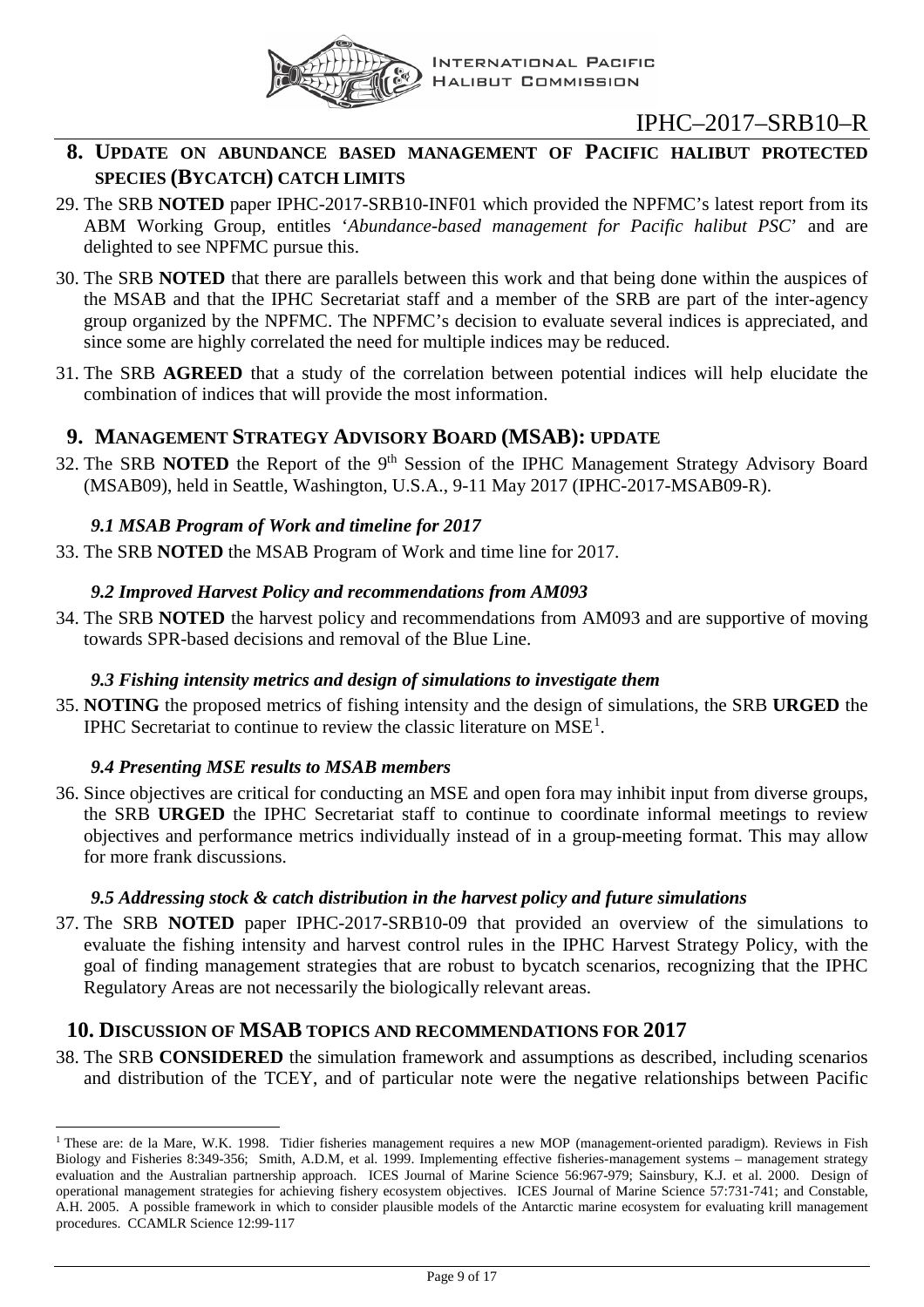## 8. Update on abundance based management of Pacific halibut protected species (bycatch) catch limits

29. The SRB **NOTED** paper IPHC-2017-SRB10-INF01 which provided the NPFMC's latest report from its ABM Working Group, entitles '*Abundance-based management for Pacific halibut PSC*' and are delighted to see NPFMC pursue this.

30. The SRB **NOTED** that there are parallels between this work and that being done within the auspices of the MSAB and that the IPHC Secretariat staff and a member of the SRB are part of the inter-agency group organized by the NPFMC. The NPFMC's decision to evaluate several indices is appreciated, and since some are highly correlated the need for multiple indices may be reduced.

31. The SRB **AGREED** that a study of the correlation between potential indices will help elucidate the combination of indices that will provide the most information.

## 9. Management Strategy Advisory Board (MSAB): update

32. The SRB **NOTED** the Report of the 9th Session of the IPHC Management Strategy Advisory Board (MSAB09), held in Seattle, Washington, U.S.A., 9-11 May 2017 (IPHC-2017-MSAB09-R).

### *9.1 MSAB Program of Work and timeline for 2017*

33. The SRB **NOTED** the MSAB Program of Work and time line for 2017.

### *9.2 Improved Harvest Policy and recommendations from AM093*

34. The SRB **NOTED** the harvest policy and recommendations from AM093 and are supportive of moving towards SPR-based decisions and removal of the Blue Line.

### *9.3 Fishing intensity metrics and design of simulations to investigate them*

35. **NOTING** the proposed metrics of fishing intensity and the design of simulations, the SRB **URGED** the IPHC Secretariat to continue to review the classic literature on MSE[1].

### *9.4 Presenting MSE results to MSAB members*

36. Since objectives are critical for conducting an MSE and open fora may inhibit input from diverse groups, the SRB **URGED** the IPHC Secretariat staff to continue to coordinate informal meetings to review objectives and performance metrics individually instead of in a group-meeting format. This may allow for more frank discussions.

### *9.5 Addressing stock & catch distribution in the harvest policy and future simulations*

37. The SRB **NOTED** paper IPHC-2017-SRB10-09 that provided an overview of the simulations to evaluate the fishing intensity and harvest control rules in the IPHC Harvest Strategy Policy, with the goal of finding management strategies that are robust to bycatch scenarios, recognizing that the IPHC Regulatory Areas are not necessarily the biologically relevant areas.

## 10. Discussion of MSAB topics and recommendations for 2017

38. The SRB **CONSIDERED** the simulation framework and assumptions as described, including scenarios and distribution of the TCEY, and of particular note were the negative relationships between Pacific

---

[1] These are: de la Mare, W.K. 1998. Tidier fisheries management requires a new MOP (management-oriented paradigm). Reviews in Fish Biology and Fisheries 8:349-356; Smith, A.D.M, et al. 1999. Implementing effective fisheries-management systems – management strategy evaluation and the Australian partnership approach. ICES Journal of Marine Science 56:967-979; Sainsbury, K.J. et al. 2000. Design of operational management strategies for achieving fishery ecosystem objectives. ICES Journal of Marine Science 57:731-741; and Constable, A.H. 2005. A possible framework in which to consider plausible models of the Antarctic marine ecosystem for evaluating krill management procedures. CCAMLR Science 12:99-117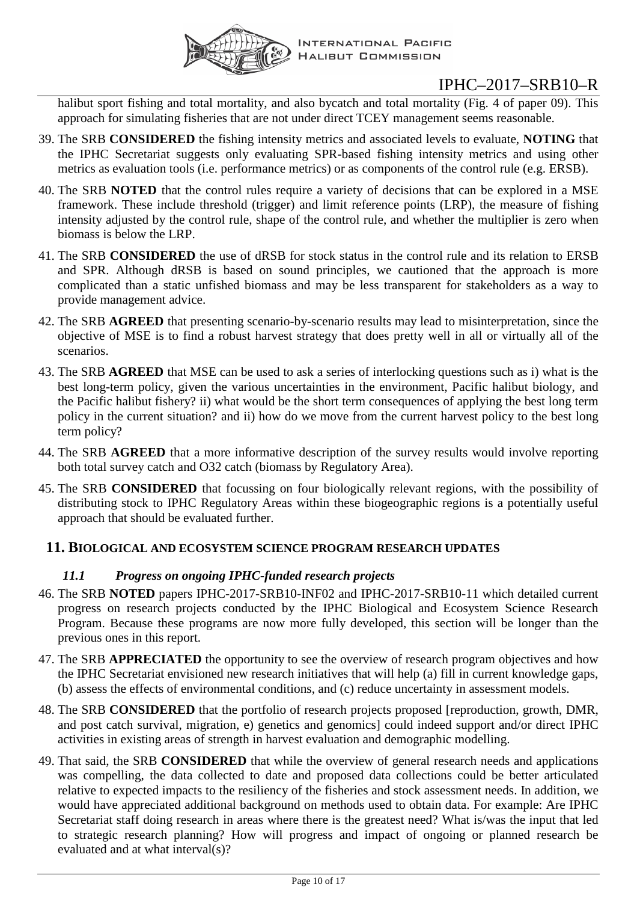halibut sport fishing and total mortality, and also bycatch and total mortality (Fig. 4 of paper 09). This approach for simulating fisheries that are not under direct TCEY management seems reasonable.

39. The SRB **CONSIDERED** the fishing intensity metrics and associated levels to evaluate, **NOTING** that the IPHC Secretariat suggests only evaluating SPR-based fishing intensity metrics and using other metrics as evaluation tools (i.e. performance metrics) or as components of the control rule (e.g. ERSB).

40. The SRB **NOTED** that the control rules require a variety of decisions that can be explored in a MSE framework. These include threshold (trigger) and limit reference points (LRP), the measure of fishing intensity adjusted by the control rule, shape of the control rule, and whether the multiplier is zero when biomass is below the LRP.

41. The SRB **CONSIDERED** the use of dRSB for stock status in the control rule and its relation to ERSB and SPR. Although dRSB is based on sound principles, we cautioned that the approach is more complicated than a static unfished biomass and may be less transparent for stakeholders as a way to provide management advice.

42. The SRB **AGREED** that presenting scenario-by-scenario results may lead to misinterpretation, since the objective of MSE is to find a robust harvest strategy that does pretty well in all or virtually all of the scenarios.

43. The SRB **AGREED** that MSE can be used to ask a series of interlocking questions such as i) what is the best long-term policy, given the various uncertainties in the environment, Pacific halibut biology, and the Pacific halibut fishery? ii) what would be the short term consequences of applying the best long term policy in the current situation? and ii) how do we move from the current harvest policy to the best long term policy?

44. The SRB **AGREED** that a more informative description of the survey results would involve reporting both total survey catch and O32 catch (biomass by Regulatory Area).

45. The SRB **CONSIDERED** that focussing on four biologically relevant regions, with the possibility of distributing stock to IPHC Regulatory Areas within these biogeographic regions is a potentially useful approach that should be evaluated further.

## 11. Biological and ecosystem science program research updates

### *11.1 Progress on ongoing IPHC-funded research projects*

46. The SRB **NOTED** papers IPHC-2017-SRB10-INF02 and IPHC-2017-SRB10-11 which detailed current progress on research projects conducted by the IPHC Biological and Ecosystem Science Research Program. Because these programs are now more fully developed, this section will be longer than the previous ones in this report.

47. The SRB **APPRECIATED** the opportunity to see the overview of research program objectives and how the IPHC Secretariat envisioned new research initiatives that will help (a) fill in current knowledge gaps, (b) assess the effects of environmental conditions, and (c) reduce uncertainty in assessment models.

48. The SRB **CONSIDERED** that the portfolio of research projects proposed [reproduction, growth, DMR, and post catch survival, migration, e) genetics and genomics] could indeed support and/or direct IPHC activities in existing areas of strength in harvest evaluation and demographic modelling.

49. That said, the SRB **CONSIDERED** that while the overview of general research needs and applications was compelling, the data collected to date and proposed data collections could be better articulated relative to expected impacts to the resiliency of the fisheries and stock assessment needs. In addition, we would have appreciated additional background on methods used to obtain data. For example: Are IPHC Secretariat staff doing research in areas where there is the greatest need? What is/was the input that led to strategic research planning? How will progress and impact of ongoing or planned research be evaluated and at what interval(s)?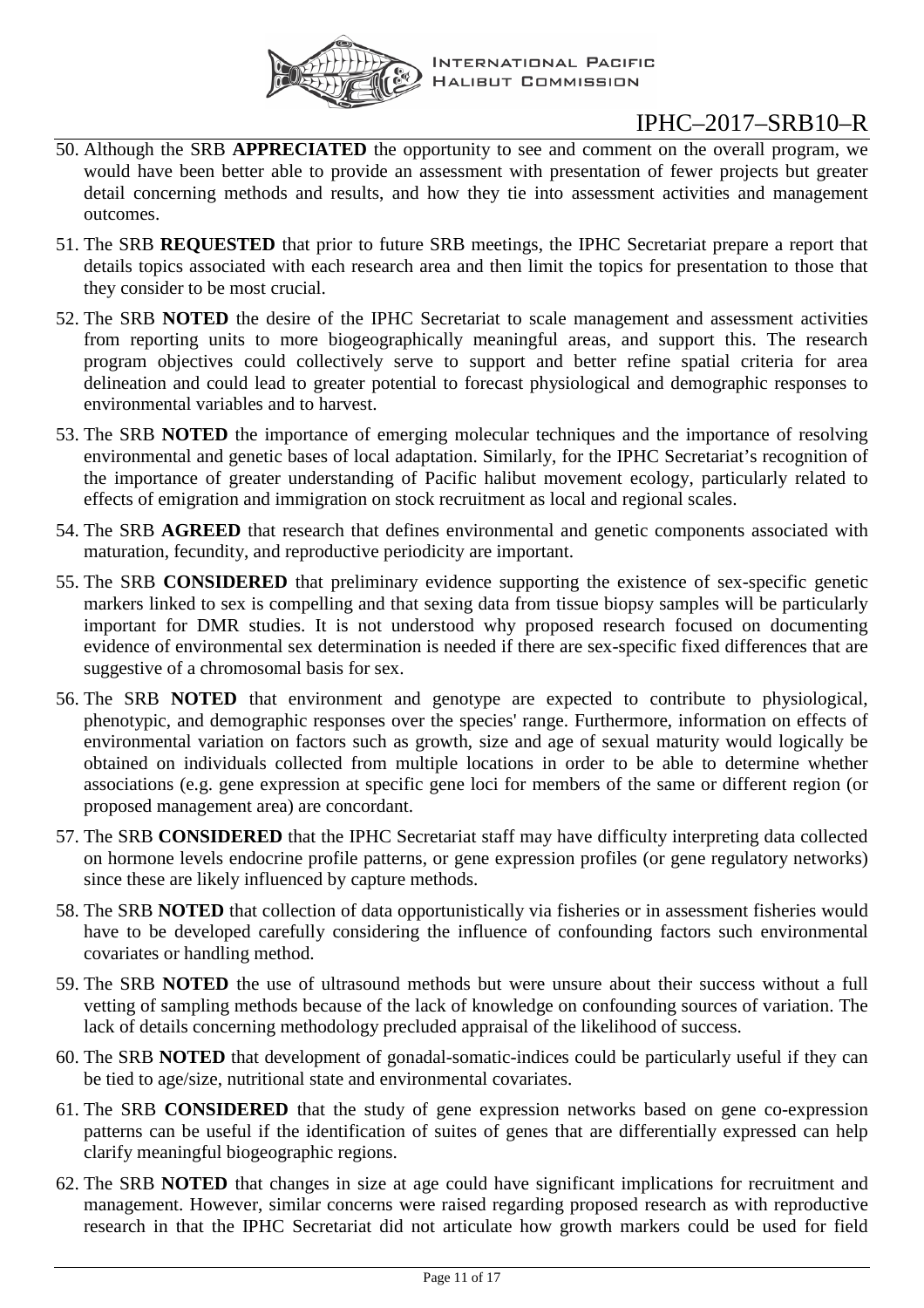50. Although the SRB **APPRECIATED** the opportunity to see and comment on the overall program, we would have been better able to provide an assessment with presentation of fewer projects but greater detail concerning methods and results, and how they tie into assessment activities and management outcomes.

51. The SRB **REQUESTED** that prior to future SRB meetings, the IPHC Secretariat prepare a report that details topics associated with each research area and then limit the topics for presentation to those that they consider to be most crucial.

52. The SRB **NOTED** the desire of the IPHC Secretariat to scale management and assessment activities from reporting units to more biogeographically meaningful areas, and support this. The research program objectives could collectively serve to support and better refine spatial criteria for area delineation and could lead to greater potential to forecast physiological and demographic responses to environmental variables and to harvest.

53. The SRB **NOTED** the importance of emerging molecular techniques and the importance of resolving environmental and genetic bases of local adaptation. Similarly, for the IPHC Secretariat's recognition of the importance of greater understanding of Pacific halibut movement ecology, particularly related to effects of emigration and immigration on stock recruitment as local and regional scales.

54. The SRB **AGREED** that research that defines environmental and genetic components associated with maturation, fecundity, and reproductive periodicity are important.

55. The SRB **CONSIDERED** that preliminary evidence supporting the existence of sex-specific genetic markers linked to sex is compelling and that sexing data from tissue biopsy samples will be particularly important for DMR studies. It is not understood why proposed research focused on documenting evidence of environmental sex determination is needed if there are sex-specific fixed differences that are suggestive of a chromosomal basis for sex.

56. The SRB **NOTED** that environment and genotype are expected to contribute to physiological, phenotypic, and demographic responses over the species' range. Furthermore, information on effects of environmental variation on factors such as growth, size and age of sexual maturity would logically be obtained on individuals collected from multiple locations in order to be able to determine whether associations (e.g. gene expression at specific gene loci for members of the same or different region (or proposed management area) are concordant.

57. The SRB **CONSIDERED** that the IPHC Secretariat staff may have difficulty interpreting data collected on hormone levels endocrine profile patterns, or gene expression profiles (or gene regulatory networks) since these are likely influenced by capture methods.

58. The SRB **NOTED** that collection of data opportunistically via fisheries or in assessment fisheries would have to be developed carefully considering the influence of confounding factors such environmental covariates or handling method.

59. The SRB **NOTED** the use of ultrasound methods but were unsure about their success without a full vetting of sampling methods because of the lack of knowledge on confounding sources of variation. The lack of details concerning methodology precluded appraisal of the likelihood of success.

60. The SRB **NOTED** that development of gonadal-somatic-indices could be particularly useful if they can be tied to age/size, nutritional state and environmental covariates.

61. The SRB **CONSIDERED** that the study of gene expression networks based on gene co-expression patterns can be useful if the identification of suites of genes that are differentially expressed can help clarify meaningful biogeographic regions.

62. The SRB **NOTED** that changes in size at age could have significant implications for recruitment and management. However, similar concerns were raised regarding proposed research as with reproductive research in that the IPHC Secretariat did not articulate how growth markers could be used for field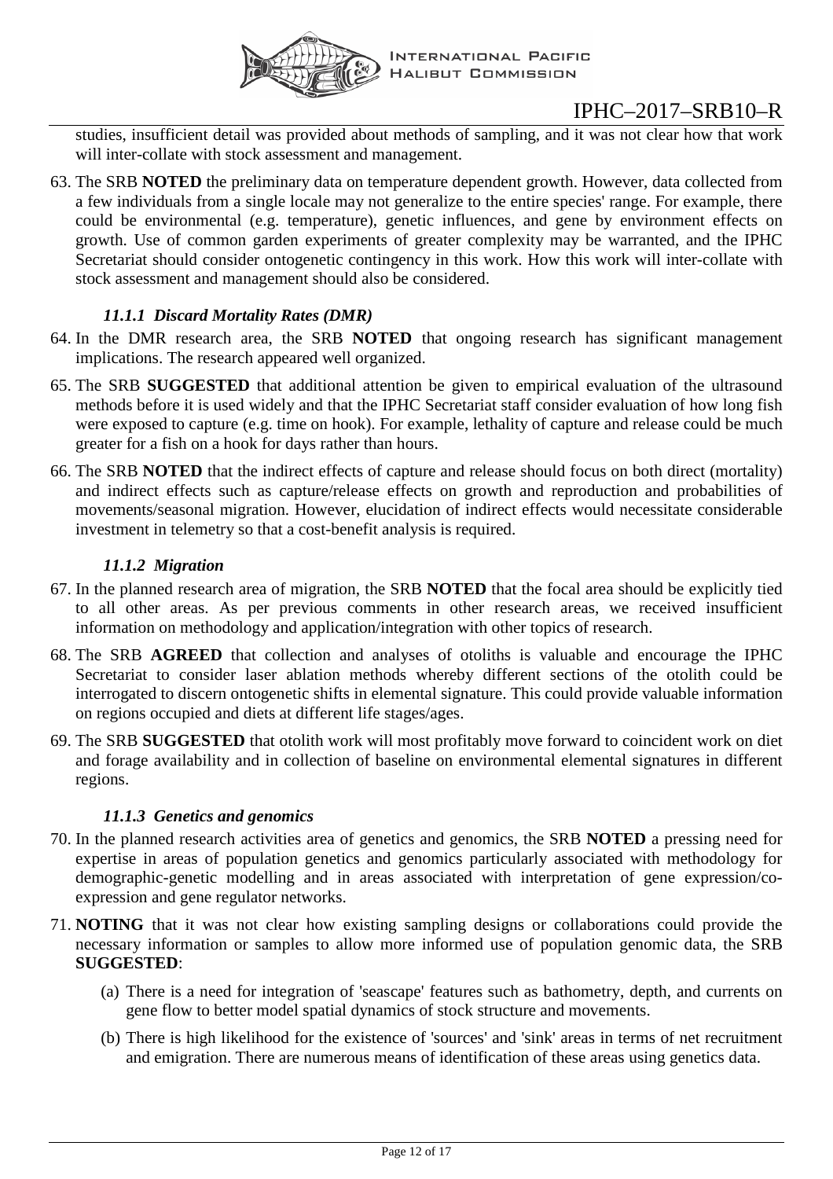studies, insufficient detail was provided about methods of sampling, and it was not clear how that work will inter-collate with stock assessment and management.

63. The SRB **NOTED** the preliminary data on temperature dependent growth. However, data collected from a few individuals from a single locale may not generalize to the entire species' range. For example, there could be environmental (e.g. temperature), genetic influences, and gene by environment effects on growth. Use of common garden experiments of greater complexity may be warranted, and the IPHC Secretariat should consider ontogenetic contingency in this work. How this work will inter-collate with stock assessment and management should also be considered.

#### *11.1.1 Discard Mortality Rates (DMR)*

64. In the DMR research area, the SRB **NOTED** that ongoing research has significant management implications. The research appeared well organized.

65. The SRB **SUGGESTED** that additional attention be given to empirical evaluation of the ultrasound methods before it is used widely and that the IPHC Secretariat staff consider evaluation of how long fish were exposed to capture (e.g. time on hook). For example, lethality of capture and release could be much greater for a fish on a hook for days rather than hours.

66. The SRB **NOTED** that the indirect effects of capture and release should focus on both direct (mortality) and indirect effects such as capture/release effects on growth and reproduction and probabilities of movements/seasonal migration. However, elucidation of indirect effects would necessitate considerable investment in telemetry so that a cost-benefit analysis is required.

#### *11.1.2 Migration*

67. In the planned research area of migration, the SRB **NOTED** that the focal area should be explicitly tied to all other areas. As per previous comments in other research areas, we received insufficient information on methodology and application/integration with other topics of research.

68. The SRB **AGREED** that collection and analyses of otoliths is valuable and encourage the IPHC Secretariat to consider laser ablation methods whereby different sections of the otolith could be interrogated to discern ontogenetic shifts in elemental signature. This could provide valuable information on regions occupied and diets at different life stages/ages.

69. The SRB **SUGGESTED** that otolith work will most profitably move forward to coincident work on diet and forage availability and in collection of baseline on environmental elemental signatures in different regions.

#### *11.1.3 Genetics and genomics*

70. In the planned research activities area of genetics and genomics, the SRB **NOTED** a pressing need for expertise in areas of population genetics and genomics particularly associated with methodology for demographic-genetic modelling and in areas associated with interpretation of gene expression/co-expression and gene regulator networks.

71. **NOTING** that it was not clear how existing sampling designs or collaborations could provide the necessary information or samples to allow more informed use of population genomic data, the SRB **SUGGESTED**:

    (a) There is a need for integration of 'seascape' features such as bathometry, depth, and currents on gene flow to better model spatial dynamics of stock structure and movements.

    (b) There is high likelihood for the existence of 'sources' and 'sink' areas in terms of net recruitment and emigration. There are numerous means of identification of these areas using genetics data.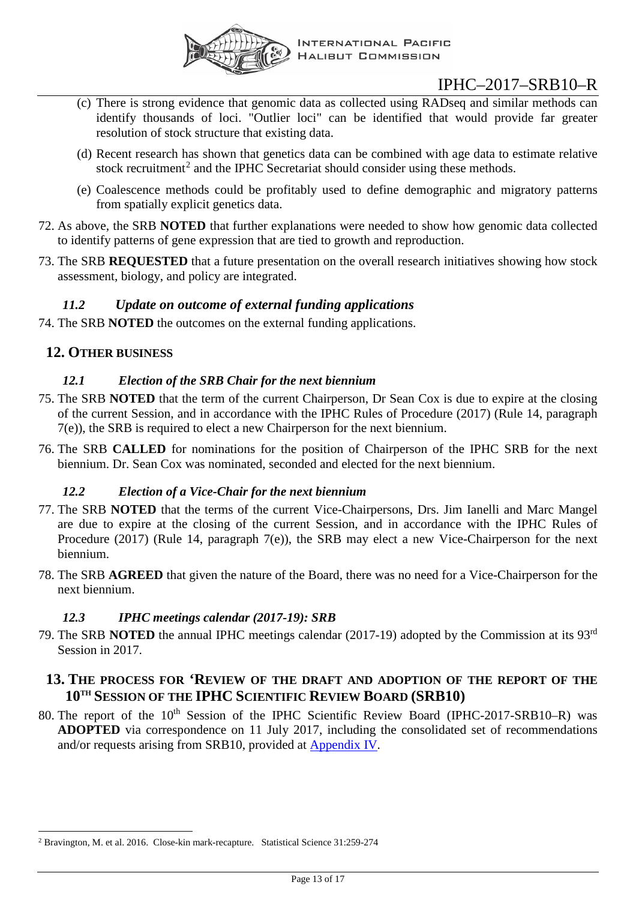(c) There is strong evidence that genomic data as collected using RADseq and similar methods can identify thousands of loci. "Outlier loci" can be identified that would provide far greater resolution of stock structure that existing data.

(d) Recent research has shown that genetics data can be combined with age data to estimate relative stock recruitment[2] and the IPHC Secretariat should consider using these methods.

(e) Coalescence methods could be profitably used to define demographic and migratory patterns from spatially explicit genetics data.

72. As above, the SRB **NOTED** that further explanations were needed to show how genomic data collected to identify patterns of gene expression that are tied to growth and reproduction.

73. The SRB **REQUESTED** that a future presentation on the overall research initiatives showing how stock assessment, biology, and policy are integrated.

### *11.2 Update on outcome of external funding applications*

74. The SRB **NOTED** the outcomes on the external funding applications.

## 12. Other business

### *12.1 Election of the SRB Chair for the next biennium*

75. The SRB **NOTED** that the term of the current Chairperson, Dr Sean Cox is due to expire at the closing of the current Session, and in accordance with the IPHC Rules of Procedure (2017) (Rule 14, paragraph 7(e)), the SRB is required to elect a new Chairperson for the next biennium.

76. The SRB **CALLED** for nominations for the position of Chairperson of the IPHC SRB for the next biennium. Dr. Sean Cox was nominated, seconded and elected for the next biennium.

### *12.2 Election of a Vice-Chair for the next biennium*

77. The SRB **NOTED** that the terms of the current Vice-Chairpersons, Drs. Jim Ianelli and Marc Mangel are due to expire at the closing of the current Session, and in accordance with the IPHC Rules of Procedure (2017) (Rule 14, paragraph 7(e)), the SRB may elect a new Vice-Chairperson for the next biennium.

78. The SRB **AGREED** that given the nature of the Board, there was no need for a Vice-Chairperson for the next biennium.

### *12.3 IPHC meetings calendar (2017-19): SRB*

79. The SRB **NOTED** the annual IPHC meetings calendar (2017-19) adopted by the Commission at its 93rd Session in 2017.

## 13. The process for 'Review of the draft and adoption of the report of the 10th Session of the IPHC Scientific Review Board (SRB10)

80. The report of the 10th Session of the IPHC Scientific Review Board (IPHC-2017-SRB10–R) was **ADOPTED** via correspondence on 11 July 2017, including the consolidated set of recommendations and/or requests arising from SRB10, provided at Appendix IV.

---

[2] Bravington, M. et al. 2016. Close-kin mark-recapture. Statistical Science 31:259-274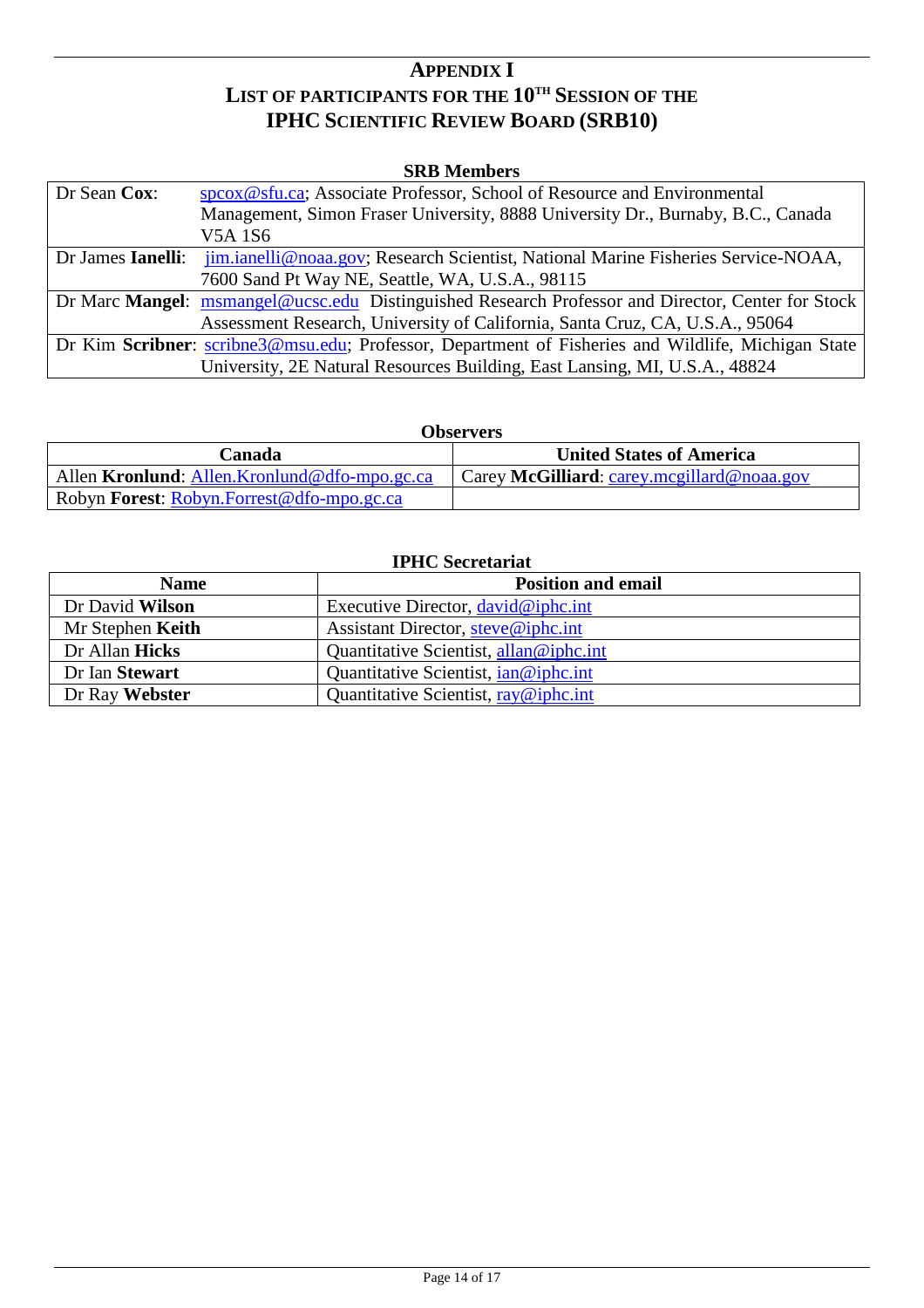# APPENDIX I
## LIST OF PARTICIPANTS FOR THE 10TH SESSION OF THE IPHC SCIENTIFIC REVIEW BOARD (SRB10)

**SRB Members**

| | |
|---|---|
| Dr Sean **Cox**: | spcox@sfu.ca; Associate Professor, School of Resource and Environmental Management, Simon Fraser University, 8888 University Dr., Burnaby, B.C., Canada V5A 1S6 |
| Dr James **Ianelli**: | jim.ianelli@noaa.gov; Research Scientist, National Marine Fisheries Service-NOAA, 7600 Sand Pt Way NE, Seattle, WA, U.S.A., 98115 |
| Dr Marc **Mangel**: | msmangel@ucsc.edu Distinguished Research Professor and Director, Center for Stock Assessment Research, University of California, Santa Cruz, CA, U.S.A., 95064 |
| Dr Kim **Scribner**: | scribne3@msu.edu; Professor, Department of Fisheries and Wildlife, Michigan State University, 2E Natural Resources Building, East Lansing, MI, U.S.A., 48824 |

**Observers**

| Canada | United States of America |
|---|---|
| Allen **Kronlund**: Allen.Kronlund@dfo-mpo.gc.ca | Carey **McGilliard**: carey.mcgillard@noaa.gov |
| Robyn **Forest**: Robyn.Forrest@dfo-mpo.gc.ca | |

**IPHC Secretariat**

| Name | Position and email |
|---|---|
| Dr David **Wilson** | Executive Director, david@iphc.int |
| Mr Stephen **Keith** | Assistant Director, steve@iphc.int |
| Dr Allan **Hicks** | Quantitative Scientist, allan@iphc.int |
| Dr Ian **Stewart** | Quantitative Scientist, ian@iphc.int |
| Dr Ray **Webster** | Quantitative Scientist, ray@iphc.int |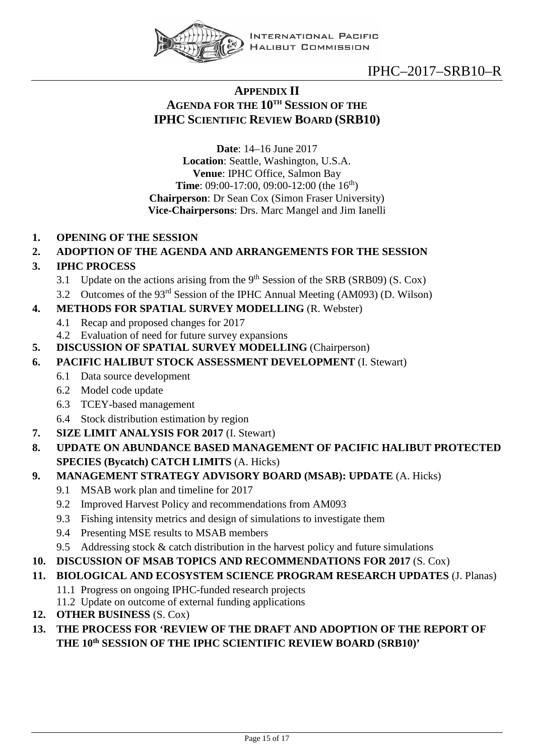## APPENDIX II
## AGENDA FOR THE 10TH SESSION OF THE IPHC SCIENTIFIC REVIEW BOARD (SRB10)

**Date**: 14–16 June 2017
**Location**: Seattle, Washington, U.S.A.
**Venue**: IPHC Office, Salmon Bay
**Time**: 09:00-17:00, 09:00-12:00 (the 16th)
**Chairperson**: Dr Sean Cox (Simon Fraser University)
**Vice-Chairpersons**: Drs. Marc Mangel and Jim Ianelli

1. **OPENING OF THE SESSION**
2. **ADOPTION OF THE AGENDA AND ARRANGEMENTS FOR THE SESSION**
3. **IPHC PROCESS**
   - 3.1 Update on the actions arising from the 9th Session of the SRB (SRB09) (S. Cox)
   - 3.2 Outcomes of the 93rd Session of the IPHC Annual Meeting (AM093) (D. Wilson)
4. **METHODS FOR SPATIAL SURVEY MODELLING** (R. Webster)
   - 4.1 Recap and proposed changes for 2017
   - 4.2 Evaluation of need for future survey expansions
5. **DISCUSSION OF SPATIAL SURVEY MODELLING** (Chairperson)
6. **PACIFIC HALIBUT STOCK ASSESSMENT DEVELOPMENT** (I. Stewart)
   - 6.1 Data source development
   - 6.2 Model code update
   - 6.3 TCEY-based management
   - 6.4 Stock distribution estimation by region
7. **SIZE LIMIT ANALYSIS FOR 2017** (I. Stewart)
8. **UPDATE ON ABUNDANCE BASED MANAGEMENT OF PACIFIC HALIBUT PROTECTED SPECIES (Bycatch) CATCH LIMITS** (A. Hicks)
9. **MANAGEMENT STRATEGY ADVISORY BOARD (MSAB): UPDATE** (A. Hicks)
   - 9.1 MSAB work plan and timeline for 2017
   - 9.2 Improved Harvest Policy and recommendations from AM093
   - 9.3 Fishing intensity metrics and design of simulations to investigate them
   - 9.4 Presenting MSE results to MSAB members
   - 9.5 Addressing stock & catch distribution in the harvest policy and future simulations
10. **DISCUSSION OF MSAB TOPICS AND RECOMMENDATIONS FOR 2017** (S. Cox)
11. **BIOLOGICAL AND ECOSYSTEM SCIENCE PROGRAM RESEARCH UPDATES** (J. Planas)
    - 11.1 Progress on ongoing IPHC-funded research projects
    - 11.2 Update on outcome of external funding applications
12. **OTHER BUSINESS** (S. Cox)
13. **THE PROCESS FOR 'REVIEW OF THE DRAFT AND ADOPTION OF THE REPORT OF THE 10th SESSION OF THE IPHC SCIENTIFIC REVIEW BOARD (SRB10)'**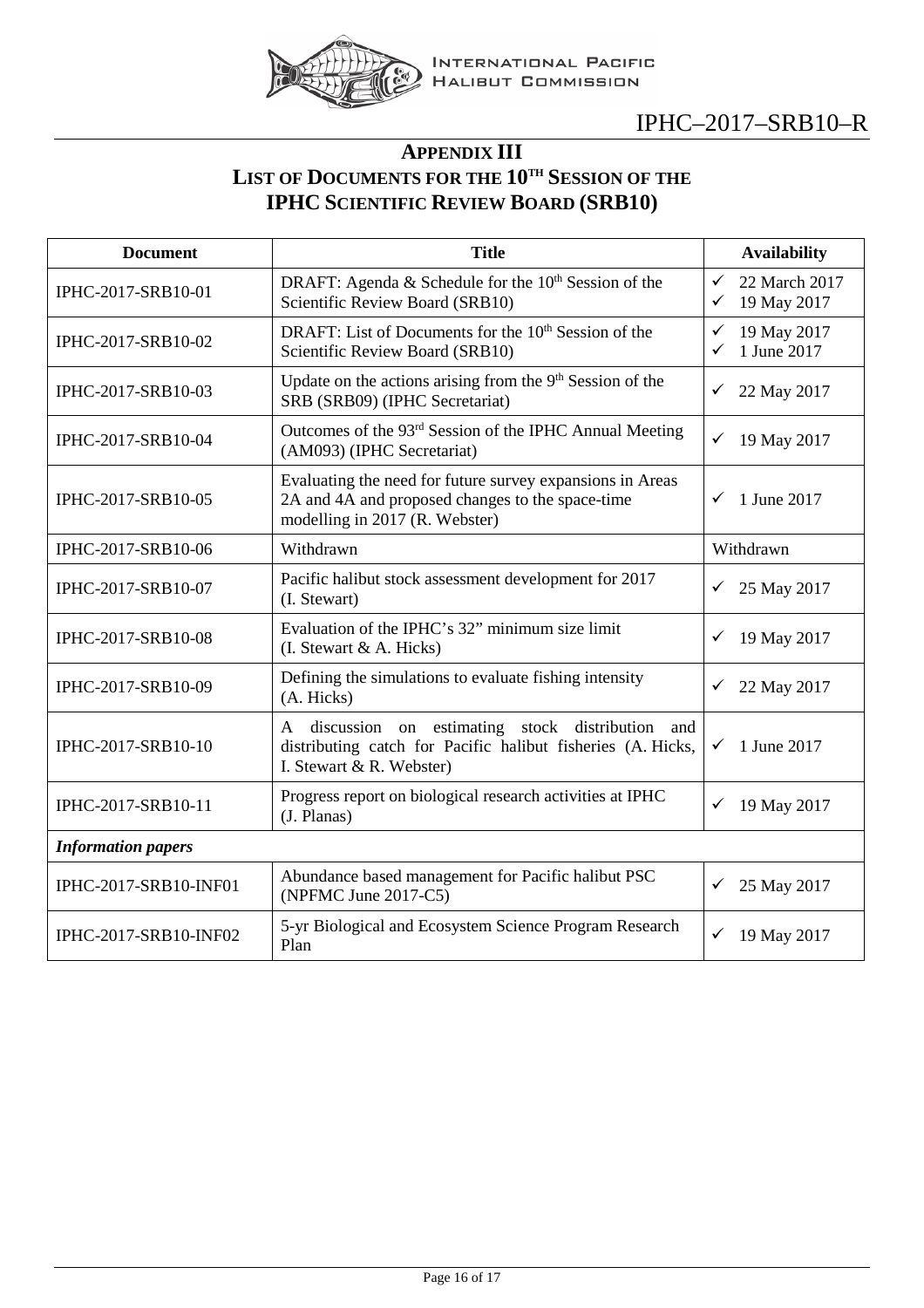## APPENDIX III
## LIST OF DOCUMENTS FOR THE 10TH SESSION OF THE IPHC SCIENTIFIC REVIEW BOARD (SRB10)

| Document | Title | Availability |
|---|---|---|
| IPHC-2017-SRB10-01 | DRAFT: Agenda & Schedule for the 10th Session of the Scientific Review Board (SRB10) | ✓ 22 March 2017<br>✓ 19 May 2017 |
| IPHC-2017-SRB10-02 | DRAFT: List of Documents for the 10th Session of the Scientific Review Board (SRB10) | ✓ 19 May 2017<br>✓ 1 June 2017 |
| IPHC-2017-SRB10-03 | Update on the actions arising from the 9th Session of the SRB (SRB09) (IPHC Secretariat) | ✓ 22 May 2017 |
| IPHC-2017-SRB10-04 | Outcomes of the 93rd Session of the IPHC Annual Meeting (AM093) (IPHC Secretariat) | ✓ 19 May 2017 |
| IPHC-2017-SRB10-05 | Evaluating the need for future survey expansions in Areas 2A and 4A and proposed changes to the space-time modelling in 2017 (R. Webster) | ✓ 1 June 2017 |
| IPHC-2017-SRB10-06 | Withdrawn | Withdrawn |
| IPHC-2017-SRB10-07 | Pacific halibut stock assessment development for 2017 (I. Stewart) | ✓ 25 May 2017 |
| IPHC-2017-SRB10-08 | Evaluation of the IPHC's 32" minimum size limit (I. Stewart & A. Hicks) | ✓ 19 May 2017 |
| IPHC-2017-SRB10-09 | Defining the simulations to evaluate fishing intensity (A. Hicks) | ✓ 22 May 2017 |
| IPHC-2017-SRB10-10 | A discussion on estimating stock distribution and distributing catch for Pacific halibut fisheries (A. Hicks, I. Stewart & R. Webster) | ✓ 1 June 2017 |
| IPHC-2017-SRB10-11 | Progress report on biological research activities at IPHC (J. Planas) | ✓ 19 May 2017 |
| ***Information papers*** | | |
| IPHC-2017-SRB10-INF01 | Abundance based management for Pacific halibut PSC (NPFMC June 2017-C5) | ✓ 25 May 2017 |
| IPHC-2017-SRB10-INF02 | 5-yr Biological and Ecosystem Science Program Research Plan | ✓ 19 May 2017 |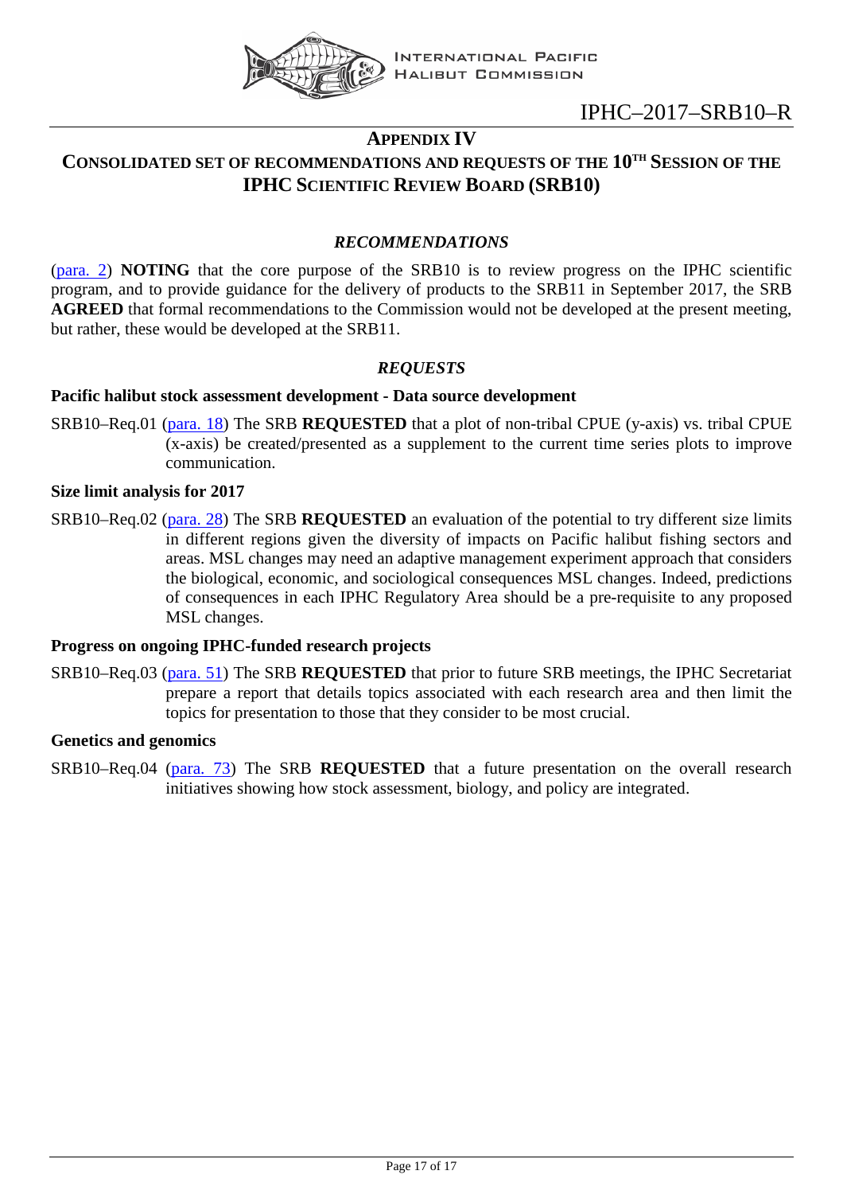## APPENDIX IV

## CONSOLIDATED SET OF RECOMMENDATIONS AND REQUESTS OF THE 10[TH] SESSION OF THE IPHC SCIENTIFIC REVIEW BOARD (SRB10)

### *RECOMMENDATIONS*

(para. 2) **NOTING** that the core purpose of the SRB10 is to review progress on the IPHC scientific program, and to provide guidance for the delivery of products to the SRB11 in September 2017, the SRB **AGREED** that formal recommendations to the Commission would not be developed at the present meeting, but rather, these would be developed at the SRB11.

### *REQUESTS*

**Pacific halibut stock assessment development - Data source development**

SRB10–Req.01 (para. 18) The SRB **REQUESTED** that a plot of non-tribal CPUE (y-axis) vs. tribal CPUE (x-axis) be created/presented as a supplement to the current time series plots to improve communication.

**Size limit analysis for 2017**

SRB10–Req.02 (para. 28) The SRB **REQUESTED** an evaluation of the potential to try different size limits in different regions given the diversity of impacts on Pacific halibut fishing sectors and areas. MSL changes may need an adaptive management experiment approach that considers the biological, economic, and sociological consequences MSL changes. Indeed, predictions of consequences in each IPHC Regulatory Area should be a pre-requisite to any proposed MSL changes.

**Progress on ongoing IPHC-funded research projects**

SRB10–Req.03 (para. 51) The SRB **REQUESTED** that prior to future SRB meetings, the IPHC Secretariat prepare a report that details topics associated with each research area and then limit the topics for presentation to those that they consider to be most crucial.

**Genetics and genomics**

SRB10–Req.04 (para. 73) The SRB **REQUESTED** that a future presentation on the overall research initiatives showing how stock assessment, biology, and policy are integrated.